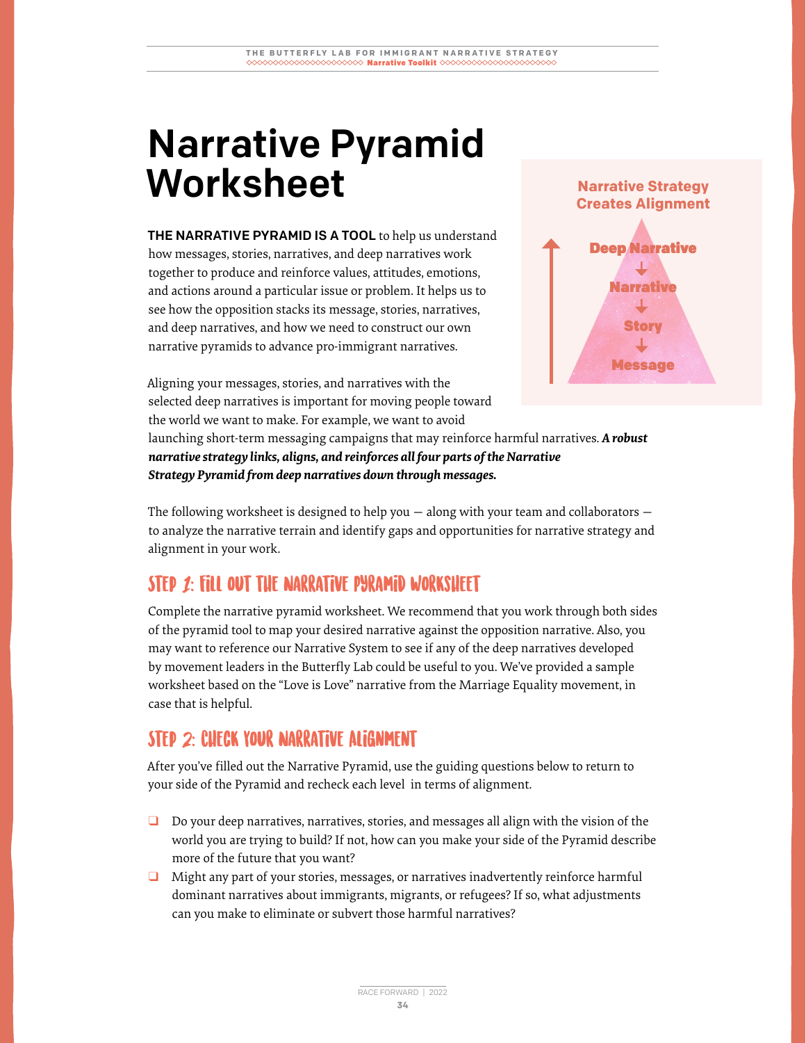# Narrative Pyramid Worksheet

**THE NARRATIVE PYRAMID IS A TOOL** to help us understand how messages, stories, narratives, and deep narratives work together to produce and reinforce values, attitudes, emotions, and actions around a particular issue or problem. It helps us to see how the opposition stacks its message, stories, narratives, and deep narratives, and how we need to construct our own narrative pyramids to advance pro-immigrant narratives.

**Narrative Strategy Creates Alignment**

- Deep Narrative
- ↓ Narrative
- ↓ Story
- ↓ Message

Aligning your messages, stories, and narratives with the selected deep narratives is important for moving people toward the world we want to make. For example, we want to avoid launching short-term messaging campaigns that may reinforce harmful narratives. ***A robust narrative strategy links, aligns, and reinforces all four parts of the Narrative Strategy Pyramid from deep narratives down through messages.***

The following worksheet is designed to help you — along with your team and collaborators — to analyze the narrative terrain and identify gaps and opportunities for narrative strategy and alignment in your work.

## STEP 1: FILL OUT THE NARRATIVE PYRAMID WORKSHEET

Complete the narrative pyramid worksheet. We recommend that you work through both sides of the pyramid tool to map your desired narrative against the opposition narrative. Also, you may want to reference our Narrative System to see if any of the deep narratives developed by movement leaders in the Butterfly Lab could be useful to you. We've provided a sample worksheet based on the "Love is Love" narrative from the Marriage Equality movement, in case that is helpful.

## STEP 2: CHECK YOUR NARRATIVE ALIGNMENT

After you've filled out the Narrative Pyramid, use the guiding questions below to return to your side of the Pyramid and recheck each level in terms of alignment.

- ❑ Do your deep narratives, narratives, stories, and messages all align with the vision of the world you are trying to build? If not, how can you make your side of the Pyramid describe more of the future that you want?
- ❑ Might any part of your stories, messages, or narratives inadvertently reinforce harmful dominant narratives about immigrants, migrants, or refugees? If so, what adjustments can you make to eliminate or subvert those harmful narratives?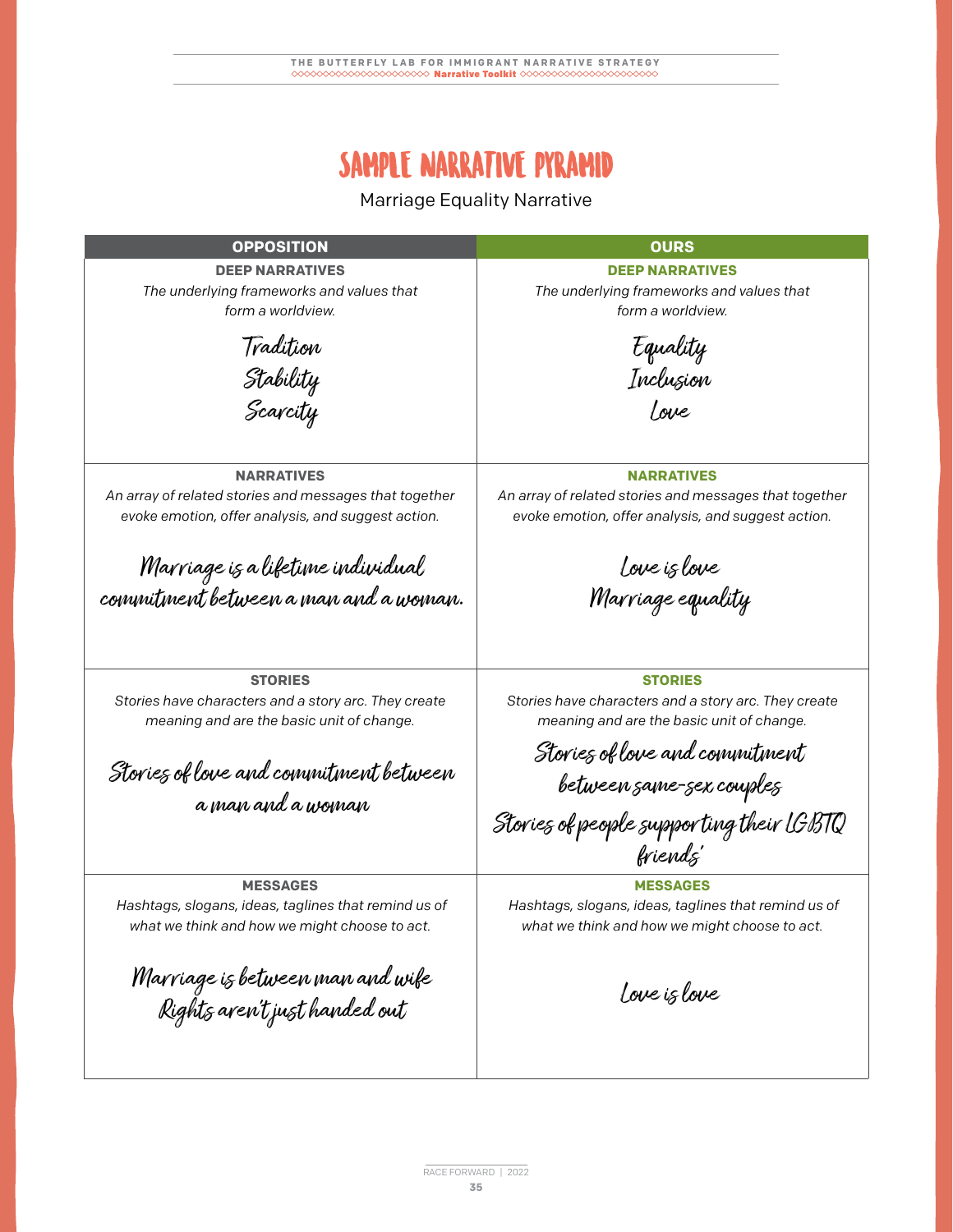# SAMPLE NARRATIVE PYRAMID

Marriage Equality Narrative

| OPPOSITION | OURS |
|---|---|
| **DEEP NARRATIVES**<br>*The underlying frameworks and values that form a worldview.*<br><br>Tradition<br>Stability<br>Scarcity | **DEEP NARRATIVES**<br>*The underlying frameworks and values that form a worldview.*<br><br>Equality<br>Inclusion<br>Love |
| **NARRATIVES**<br>*An array of related stories and messages that together evoke emotion, offer analysis, and suggest action.*<br><br>Marriage is a lifetime individual commitment between a man and a woman. | **NARRATIVES**<br>*An array of related stories and messages that together evoke emotion, offer analysis, and suggest action.*<br><br>Love is love<br>Marriage equality |
| **STORIES**<br>*Stories have characters and a story arc. They create meaning and are the basic unit of change.*<br><br>Stories of love and commitment between a man and a woman | **STORIES**<br>*Stories have characters and a story arc. They create meaning and are the basic unit of change.*<br><br>Stories of love and commitment between same-sex couples<br>Stories of people supporting their LGBTQ friends' |
| **MESSAGES**<br>*Hashtags, slogans, ideas, taglines that remind us of what we think and how we might choose to act.*<br><br>Marriage is between man and wife<br>Rights aren't just handed out | **MESSAGES**<br>*Hashtags, slogans, ideas, taglines that remind us of what we think and how we might choose to act.*<br><br>Love is love |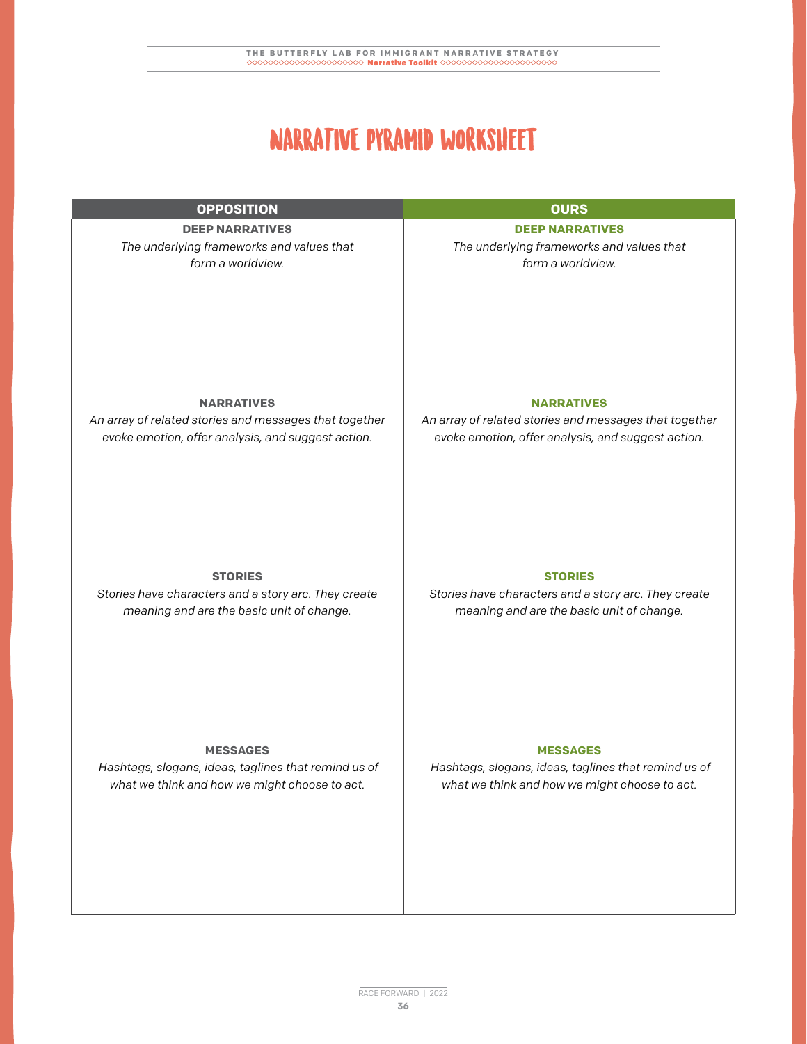# NARRATIVE PYRAMID WORKSHEET

| OPPOSITION | OURS |
|---|---|
| **DEEP NARRATIVES**<br>*The underlying frameworks and values that form a worldview.* | **DEEP NARRATIVES**<br>*The underlying frameworks and values that form a worldview.* |
| **NARRATIVES**<br>*An array of related stories and messages that together evoke emotion, offer analysis, and suggest action.* | **NARRATIVES**<br>*An array of related stories and messages that together evoke emotion, offer analysis, and suggest action.* |
| **STORIES**<br>*Stories have characters and a story arc. They create meaning and are the basic unit of change.* | **STORIES**<br>*Stories have characters and a story arc. They create meaning and are the basic unit of change.* |
| **MESSAGES**<br>*Hashtags, slogans, ideas, taglines that remind us of what we think and how we might choose to act.* | **MESSAGES**<br>*Hashtags, slogans, ideas, taglines that remind us of what we think and how we might choose to act.* |